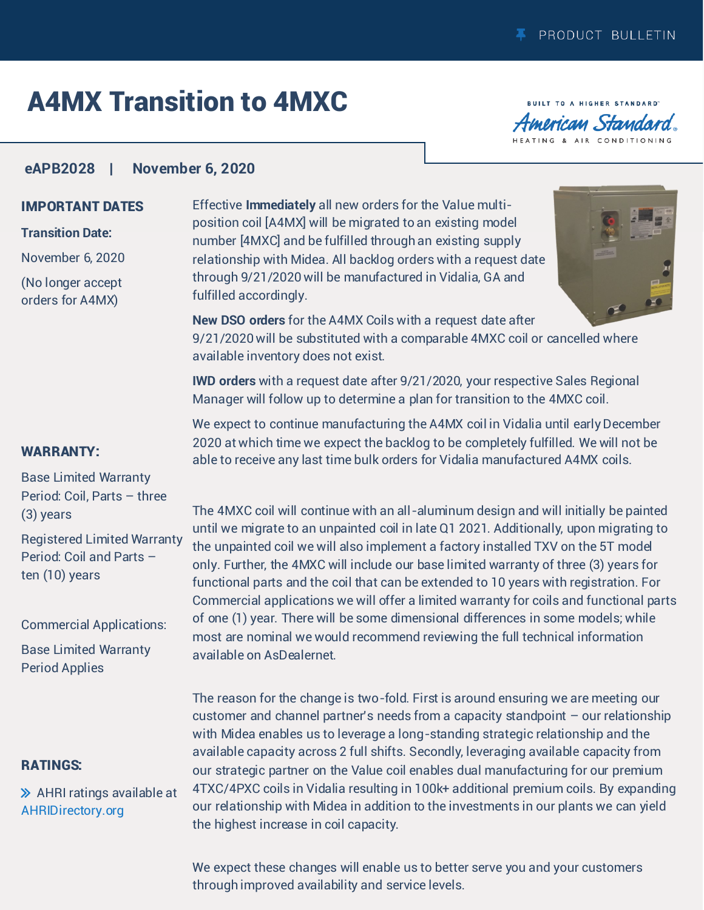PRODUCT BULLETIN

# A4MX Transition to 4MXC

BUILT TO A HIGHER STANDARD
American Standard
HEATING & AIR CONDITIONING

**eAPB2028 | November 6, 2020**

## IMPORTANT DATES

**Transition Date:**

November 6, 2020

(No longer accept orders for A4MX)

## WARRANTY:

Base Limited Warranty Period: Coil, Parts – three (3) years

Registered Limited Warranty Period: Coil and Parts – ten (10) years

Commercial Applications:

Base Limited Warranty Period Applies

## RATINGS:

» AHRI ratings available at AHRIDirectory.org

Effective **Immediately** all new orders for the Value multi-position coil [A4MX] will be migrated to an existing model number [4MXC] and be fulfilled through an existing supply relationship with Midea. All backlog orders with a request date through 9/21/2020 will be manufactured in Vidalia, GA and fulfilled accordingly.

**New DSO orders** for the A4MX Coils with a request date after 9/21/2020 will be substituted with a comparable 4MXC coil or cancelled where available inventory does not exist.

**IWD orders** with a request date after 9/21/2020, your respective Sales Regional Manager will follow up to determine a plan for transition to the 4MXC coil.

We expect to continue manufacturing the A4MX coil in Vidalia until early December 2020 at which time we expect the backlog to be completely fulfilled. We will not be able to receive any last time bulk orders for Vidalia manufactured A4MX coils.

The 4MXC coil will continue with an all-aluminum design and will initially be painted until we migrate to an unpainted coil in late Q1 2021. Additionally, upon migrating to the unpainted coil we will also implement a factory installed TXV on the 5T model only. Further, the 4MXC will include our base limited warranty of three (3) years for functional parts and the coil that can be extended to 10 years with registration. For Commercial applications we will offer a limited warranty for coils and functional parts of one (1) year. There will be some dimensional differences in some models; while most are nominal we would recommend reviewing the full technical information available on AsDealernet.

The reason for the change is two-fold. First is around ensuring we are meeting our customer and channel partner's needs from a capacity standpoint – our relationship with Midea enables us to leverage a long-standing strategic relationship and the available capacity across 2 full shifts. Secondly, leveraging available capacity from our strategic partner on the Value coil enables dual manufacturing for our premium 4TXC/4PXC coils in Vidalia resulting in 100k+ additional premium coils. By expanding our relationship with Midea in addition to the investments in our plants we can yield the highest increase in coil capacity.

We expect these changes will enable us to better serve you and your customers through improved availability and service levels.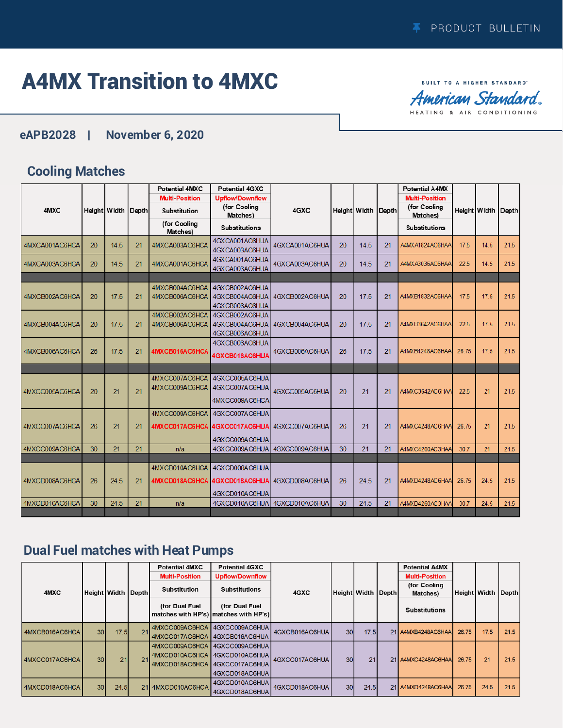PRODUCT BULLETIN

# A4MX Transition to 4MXC

BUILT TO A HIGHER STANDARD
American Standard
HEATING & AIR CONDITIONING

**eAPB2028 | November 6, 2020**

## Cooling Matches

| 4MXC | Height | Width | Depth | Potential 4MXC Multi-Position Substitution (for Cooling Matches) | Potential 4GXC Upflow/Downflow (for Cooling Matches) Substitutions | 4GXC | Height | Width | Depth | Potential A4MX Multi-Position (for Cooling Matches) Substitutions | Height | Width | Depth |
|---|---|---|---|---|---|---|---|---|---|---|---|---|---|
| 4MXCA001AC6HCA | 20 | 14.5 | 21 | 4MXCA003AC6HCA | 4GXCA001AC6HUA 4GXCA003AC6HUA | 4GXCA001AC6HUA | 20 | 14.5 | 21 | A4MXA1824AC6HAA | 17.5 | 14.5 | 21.5 |
| 4MXCA003AC6HCA | 20 | 14.5 | 21 | 4MXCA001AC6HCA | 4GXCA001AC6HUA 4GXCA003AC6HUA | 4GXCA003AC6HUA | 20 | 14.5 | 21 | A4MXA3036AC6HAA | 22.5 | 14.5 | 21.5 |
| | | | | | | | | | | | | | |
| 4MXCB002AC6HCA | 20 | 17.5 | 21 | 4MXCB004AC6HCA 4MXCB006AC6HCA | 4GXCB002AC6HUA 4GXCB004AC6HUA 4GXCB006AC6HUA | 4GXCB002AC6HUA | 20 | 17.5 | 21 | A4MXB1832AC6HAA | 17.5 | 17.5 | 21.5 |
| 4MXCB004AC6HCA | 20 | 17.5 | 21 | 4MXCB002AC6HCA 4MXCB006AC6HCA | 4GXCB002AC6HUA 4GXCB004AC6HUA 4GXCB006AC6HUA | 4GXCB004AC6HUA | 20 | 17.5 | 21 | A4MXB3642AC6HAA | 22.5 | 17.5 | 21.5 |
| 4MXCB006AC6HCA | 26 | 17.5 | 21 | 4MXCB016AC6HCA | 4GXCB006AC6HUA 4GXCB016AC6HUA | 4GXCB006AC6HUA | 26 | 17.5 | 21 | A4MXB4248AC6HAA | 26.75 | 17.5 | 21.5 |
| | | | | | | | | | | | | | |
| 4MXCC005AC6HCA | 20 | 21 | 21 | 4MXCC007AC6HCA 4MXCC009AC6HCA | 4GXCC005AC6HUA 4GXCC007AC6HUA 4MXCC009AC6HCA | 4GXCC005AC6HUA | 20 | 21 | 21 | A4MXC3642AC6HAA | 22.5 | 21 | 21.5 |
| 4MXCC007AC6HCA | 26 | 21 | 21 | 4MXCC009AC6HCA 4MXCC017AC6HCA | 4GXCC007AC6HUA 4GXCC017AC6HUA 4GXCC009AC6HUA | 4GXCC007AC6HUA | 26 | 21 | 21 | A4MXC4248AC6HAA | 26.75 | 21 | 21.5 |
| 4MXCC009AC6HCA | 30 | 21 | 21 | n/a | 4GXCC009AC6HUA | 4GXCC009AC6HUA | 30 | 21 | 21 | A4MXC4260AC3HAA | 30.7 | 21 | 21.5 |
| | | | | | | | | | | | | | |
| 4MXCD008AC6HCA | 26 | 24.5 | 21 | 4MXCD010AC6HCA 4MXCD018AC6HCA | 4GXCD008AC6HUA 4GXCD018AC6HUA 4GXCD010AC6HUA | 4GXCD008AC6HUA | 26 | 24.5 | 21 | A4MXD4248AC6HAA | 26.75 | 24.5 | 21.5 |
| 4MXCD010AC6HCA | 30 | 24.5 | 21 | n/a | 4GXCD010AC6HUA | 4GXCD010AC6HUA | 30 | 24.5 | 21 | A4MXD4260AC3HAA | 30.7 | 24.5 | 21.5 |

## Dual Fuel matches with Heat Pumps

| 4MXC | Height | Width | Depth | Potential 4MXC Multi-Position Substitution (for Dual Fuel matches with HP's) | Potential 4GXC Upflow/Downflow Substitutions (for Dual Fuel matches with HP's) | 4GXC | Height | Width | Depth | Potential A4MX Multi-Position (for Cooling Matches) Substitutions | Height | Width | Depth |
|---|---|---|---|---|---|---|---|---|---|---|---|---|---|
| 4MXCB016AC6HCA | 30 | 17.5 | 21 | 4MXCC009AC6HCA 4MXCC017AC6HCA | 4GXCC009AC6HUA 4GXCB016AC6HUA | 4GXCB016AC6HUA | 30 | 17.5 | 21 | A4MXB4248AC6HAA | 26.75 | 17.5 | 21.5 |
| 4MXCC017AC6HCA | 30 | 21 | 21 | 4MXCC009AC6HCA 4MXCD010AC6HCA 4MXCD018AC6HCA | 4GXCC009AC6HUA 4GXCD010AC6HUA 4GXCC017AC6HUA 4GXCD018AC6HUA | 4GXCC017AC6HUA | 30 | 21 | 21 | A4MXC4248AC6HAA | 26.75 | 21 | 21.5 |
| 4MXCD018AC6HCA | 30 | 24.5 | 21 | 4MXCD010AC6HCA | 4GXCD010AC6HUA 4GXCD018AC6HUA | 4GXCD018AC6HUA | 30 | 24.5 | 21 | A4MXD4248AC6HAA | 26.75 | 24.5 | 21.5 |